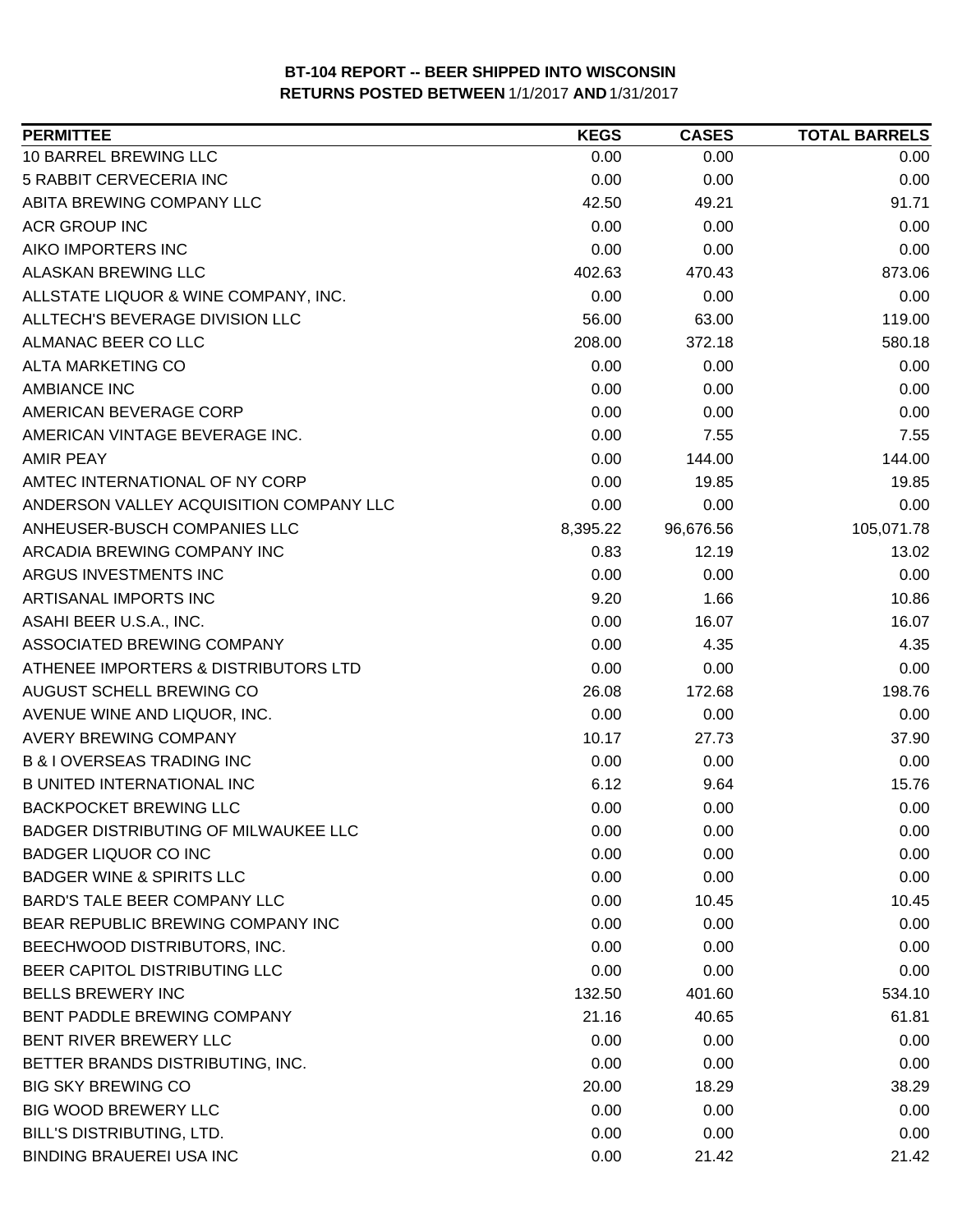**BT-104 REPORT -- BEER SHIPPED INTO WISCONSIN**
**RETURNS POSTED BETWEEN 1/1/2017 AND 1/31/2017**

| PERMITTEE | KEGS | CASES | TOTAL BARRELS |
|---|---|---|---|
| 10 BARREL BREWING LLC | 0.00 | 0.00 | 0.00 |
| 5 RABBIT CERVECERIA INC | 0.00 | 0.00 | 0.00 |
| ABITA BREWING COMPANY LLC | 42.50 | 49.21 | 91.71 |
| ACR GROUP INC | 0.00 | 0.00 | 0.00 |
| AIKO IMPORTERS INC | 0.00 | 0.00 | 0.00 |
| ALASKAN BREWING LLC | 402.63 | 470.43 | 873.06 |
| ALLSTATE LIQUOR & WINE COMPANY, INC. | 0.00 | 0.00 | 0.00 |
| ALLTECH'S BEVERAGE DIVISION LLC | 56.00 | 63.00 | 119.00 |
| ALMANAC BEER CO LLC | 208.00 | 372.18 | 580.18 |
| ALTA MARKETING CO | 0.00 | 0.00 | 0.00 |
| AMBIANCE INC | 0.00 | 0.00 | 0.00 |
| AMERICAN BEVERAGE CORP | 0.00 | 0.00 | 0.00 |
| AMERICAN VINTAGE BEVERAGE INC. | 0.00 | 7.55 | 7.55 |
| AMIR PEAY | 0.00 | 144.00 | 144.00 |
| AMTEC INTERNATIONAL OF NY CORP | 0.00 | 19.85 | 19.85 |
| ANDERSON VALLEY ACQUISITION COMPANY LLC | 0.00 | 0.00 | 0.00 |
| ANHEUSER-BUSCH COMPANIES LLC | 8,395.22 | 96,676.56 | 105,071.78 |
| ARCADIA BREWING COMPANY INC | 0.83 | 12.19 | 13.02 |
| ARGUS INVESTMENTS INC | 0.00 | 0.00 | 0.00 |
| ARTISANAL IMPORTS INC | 9.20 | 1.66 | 10.86 |
| ASAHI BEER U.S.A., INC. | 0.00 | 16.07 | 16.07 |
| ASSOCIATED BREWING COMPANY | 0.00 | 4.35 | 4.35 |
| ATHENEE IMPORTERS & DISTRIBUTORS LTD | 0.00 | 0.00 | 0.00 |
| AUGUST SCHELL BREWING CO | 26.08 | 172.68 | 198.76 |
| AVENUE WINE AND LIQUOR, INC. | 0.00 | 0.00 | 0.00 |
| AVERY BREWING COMPANY | 10.17 | 27.73 | 37.90 |
| B & I OVERSEAS TRADING INC | 0.00 | 0.00 | 0.00 |
| B UNITED INTERNATIONAL INC | 6.12 | 9.64 | 15.76 |
| BACKPOCKET BREWING LLC | 0.00 | 0.00 | 0.00 |
| BADGER DISTRIBUTING OF MILWAUKEE LLC | 0.00 | 0.00 | 0.00 |
| BADGER LIQUOR CO INC | 0.00 | 0.00 | 0.00 |
| BADGER WINE & SPIRITS LLC | 0.00 | 0.00 | 0.00 |
| BARD'S TALE BEER COMPANY LLC | 0.00 | 10.45 | 10.45 |
| BEAR REPUBLIC BREWING COMPANY INC | 0.00 | 0.00 | 0.00 |
| BEECHWOOD DISTRIBUTORS, INC. | 0.00 | 0.00 | 0.00 |
| BEER CAPITOL DISTRIBUTING LLC | 0.00 | 0.00 | 0.00 |
| BELLS BREWERY INC | 132.50 | 401.60 | 534.10 |
| BENT PADDLE BREWING COMPANY | 21.16 | 40.65 | 61.81 |
| BENT RIVER BREWERY LLC | 0.00 | 0.00 | 0.00 |
| BETTER BRANDS DISTRIBUTING, INC. | 0.00 | 0.00 | 0.00 |
| BIG SKY BREWING CO | 20.00 | 18.29 | 38.29 |
| BIG WOOD BREWERY LLC | 0.00 | 0.00 | 0.00 |
| BILL'S DISTRIBUTING, LTD. | 0.00 | 0.00 | 0.00 |
| BINDING BRAUEREI USA INC | 0.00 | 21.42 | 21.42 |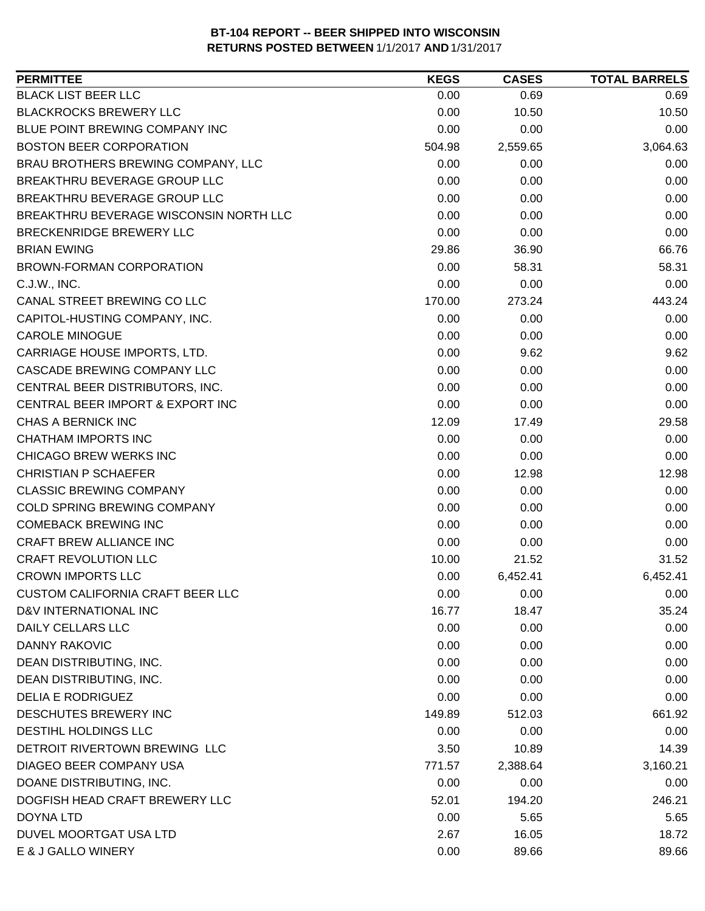**BT-104 REPORT -- BEER SHIPPED INTO WISCONSIN**
**RETURNS POSTED BETWEEN 1/1/2017 AND 1/31/2017**

| PERMITTEE | KEGS | CASES | TOTAL BARRELS |
|---|---|---|---|
| BLACK LIST BEER LLC | 0.00 | 0.69 | 0.69 |
| BLACKROCKS BREWERY LLC | 0.00 | 10.50 | 10.50 |
| BLUE POINT BREWING COMPANY INC | 0.00 | 0.00 | 0.00 |
| BOSTON BEER CORPORATION | 504.98 | 2,559.65 | 3,064.63 |
| BRAU BROTHERS BREWING COMPANY, LLC | 0.00 | 0.00 | 0.00 |
| BREAKTHRU BEVERAGE GROUP LLC | 0.00 | 0.00 | 0.00 |
| BREAKTHRU BEVERAGE GROUP LLC | 0.00 | 0.00 | 0.00 |
| BREAKTHRU BEVERAGE WISCONSIN NORTH LLC | 0.00 | 0.00 | 0.00 |
| BRECKENRIDGE BREWERY LLC | 0.00 | 0.00 | 0.00 |
| BRIAN EWING | 29.86 | 36.90 | 66.76 |
| BROWN-FORMAN CORPORATION | 0.00 | 58.31 | 58.31 |
| C.J.W., INC. | 0.00 | 0.00 | 0.00 |
| CANAL STREET BREWING CO LLC | 170.00 | 273.24 | 443.24 |
| CAPITOL-HUSTING COMPANY, INC. | 0.00 | 0.00 | 0.00 |
| CAROLE MINOGUE | 0.00 | 0.00 | 0.00 |
| CARRIAGE HOUSE IMPORTS, LTD. | 0.00 | 9.62 | 9.62 |
| CASCADE BREWING COMPANY LLC | 0.00 | 0.00 | 0.00 |
| CENTRAL BEER DISTRIBUTORS, INC. | 0.00 | 0.00 | 0.00 |
| CENTRAL BEER IMPORT & EXPORT INC | 0.00 | 0.00 | 0.00 |
| CHAS A BERNICK INC | 12.09 | 17.49 | 29.58 |
| CHATHAM IMPORTS INC | 0.00 | 0.00 | 0.00 |
| CHICAGO BREW WERKS INC | 0.00 | 0.00 | 0.00 |
| CHRISTIAN P SCHAEFER | 0.00 | 12.98 | 12.98 |
| CLASSIC BREWING COMPANY | 0.00 | 0.00 | 0.00 |
| COLD SPRING BREWING COMPANY | 0.00 | 0.00 | 0.00 |
| COMEBACK BREWING INC | 0.00 | 0.00 | 0.00 |
| CRAFT BREW ALLIANCE INC | 0.00 | 0.00 | 0.00 |
| CRAFT REVOLUTION LLC | 10.00 | 21.52 | 31.52 |
| CROWN IMPORTS LLC | 0.00 | 6,452.41 | 6,452.41 |
| CUSTOM CALIFORNIA CRAFT BEER LLC | 0.00 | 0.00 | 0.00 |
| D&V INTERNATIONAL INC | 16.77 | 18.47 | 35.24 |
| DAILY CELLARS LLC | 0.00 | 0.00 | 0.00 |
| DANNY RAKOVIC | 0.00 | 0.00 | 0.00 |
| DEAN DISTRIBUTING, INC. | 0.00 | 0.00 | 0.00 |
| DEAN DISTRIBUTING, INC. | 0.00 | 0.00 | 0.00 |
| DELIA E RODRIGUEZ | 0.00 | 0.00 | 0.00 |
| DESCHUTES BREWERY INC | 149.89 | 512.03 | 661.92 |
| DESTIHL HOLDINGS LLC | 0.00 | 0.00 | 0.00 |
| DETROIT RIVERTOWN BREWING LLC | 3.50 | 10.89 | 14.39 |
| DIAGEO BEER COMPANY USA | 771.57 | 2,388.64 | 3,160.21 |
| DOANE DISTRIBUTING, INC. | 0.00 | 0.00 | 0.00 |
| DOGFISH HEAD CRAFT BREWERY LLC | 52.01 | 194.20 | 246.21 |
| DOYNA LTD | 0.00 | 5.65 | 5.65 |
| DUVEL MOORTGAT USA LTD | 2.67 | 16.05 | 18.72 |
| E & J GALLO WINERY | 0.00 | 89.66 | 89.66 |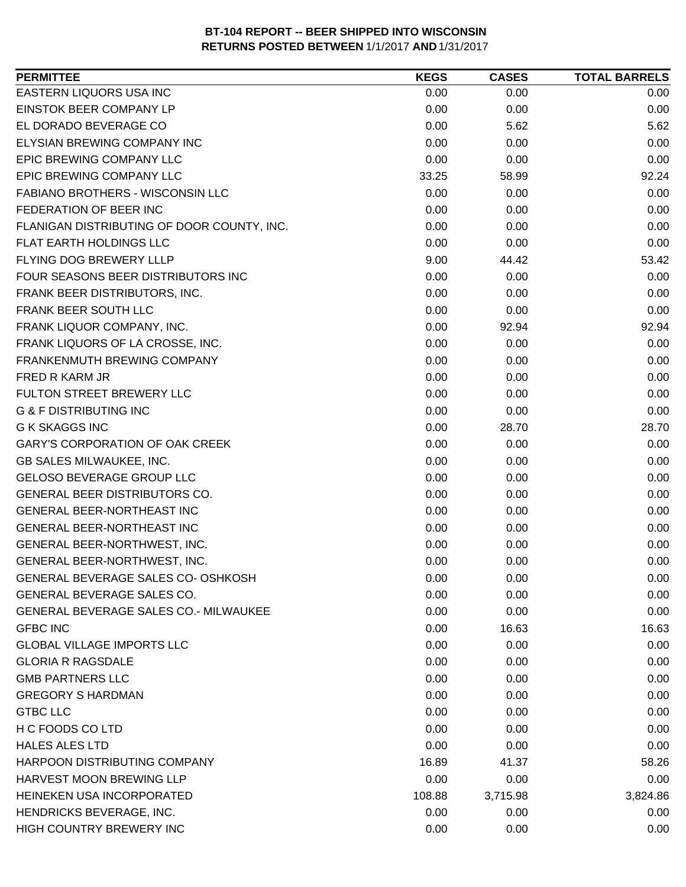**BT-104 REPORT -- BEER SHIPPED INTO WISCONSIN**
**RETURNS POSTED BETWEEN 1/1/2017 AND 1/31/2017**

| PERMITTEE | KEGS | CASES | TOTAL BARRELS |
|---|---|---|---|
| EASTERN LIQUORS USA INC | 0.00 | 0.00 | 0.00 |
| EINSTOK BEER COMPANY LP | 0.00 | 0.00 | 0.00 |
| EL DORADO BEVERAGE CO | 0.00 | 5.62 | 5.62 |
| ELYSIAN BREWING COMPANY INC | 0.00 | 0.00 | 0.00 |
| EPIC BREWING COMPANY LLC | 0.00 | 0.00 | 0.00 |
| EPIC BREWING COMPANY LLC | 33.25 | 58.99 | 92.24 |
| FABIANO BROTHERS - WISCONSIN LLC | 0.00 | 0.00 | 0.00 |
| FEDERATION OF BEER INC | 0.00 | 0.00 | 0.00 |
| FLANIGAN DISTRIBUTING OF DOOR COUNTY, INC. | 0.00 | 0.00 | 0.00 |
| FLAT EARTH HOLDINGS LLC | 0.00 | 0.00 | 0.00 |
| FLYING DOG BREWERY LLLP | 9.00 | 44.42 | 53.42 |
| FOUR SEASONS BEER DISTRIBUTORS INC | 0.00 | 0.00 | 0.00 |
| FRANK BEER DISTRIBUTORS, INC. | 0.00 | 0.00 | 0.00 |
| FRANK BEER SOUTH LLC | 0.00 | 0.00 | 0.00 |
| FRANK LIQUOR COMPANY, INC. | 0.00 | 92.94 | 92.94 |
| FRANK LIQUORS OF LA CROSSE, INC. | 0.00 | 0.00 | 0.00 |
| FRANKENMUTH BREWING COMPANY | 0.00 | 0.00 | 0.00 |
| FRED R KARM JR | 0.00 | 0.00 | 0.00 |
| FULTON STREET BREWERY LLC | 0.00 | 0.00 | 0.00 |
| G & F DISTRIBUTING INC | 0.00 | 0.00 | 0.00 |
| G K SKAGGS INC | 0.00 | 28.70 | 28.70 |
| GARY'S CORPORATION OF OAK CREEK | 0.00 | 0.00 | 0.00 |
| GB SALES MILWAUKEE, INC. | 0.00 | 0.00 | 0.00 |
| GELOSO BEVERAGE GROUP LLC | 0.00 | 0.00 | 0.00 |
| GENERAL BEER DISTRIBUTORS CO. | 0.00 | 0.00 | 0.00 |
| GENERAL BEER-NORTHEAST INC | 0.00 | 0.00 | 0.00 |
| GENERAL BEER-NORTHEAST INC | 0.00 | 0.00 | 0.00 |
| GENERAL BEER-NORTHWEST, INC. | 0.00 | 0.00 | 0.00 |
| GENERAL BEER-NORTHWEST, INC. | 0.00 | 0.00 | 0.00 |
| GENERAL BEVERAGE SALES CO- OSHKOSH | 0.00 | 0.00 | 0.00 |
| GENERAL BEVERAGE SALES CO. | 0.00 | 0.00 | 0.00 |
| GENERAL BEVERAGE SALES CO.- MILWAUKEE | 0.00 | 0.00 | 0.00 |
| GFBC INC | 0.00 | 16.63 | 16.63 |
| GLOBAL VILLAGE IMPORTS LLC | 0.00 | 0.00 | 0.00 |
| GLORIA R RAGSDALE | 0.00 | 0.00 | 0.00 |
| GMB PARTNERS LLC | 0.00 | 0.00 | 0.00 |
| GREGORY S HARDMAN | 0.00 | 0.00 | 0.00 |
| GTBC LLC | 0.00 | 0.00 | 0.00 |
| H C FOODS CO LTD | 0.00 | 0.00 | 0.00 |
| HALES ALES LTD | 0.00 | 0.00 | 0.00 |
| HARPOON DISTRIBUTING COMPANY | 16.89 | 41.37 | 58.26 |
| HARVEST MOON BREWING LLP | 0.00 | 0.00 | 0.00 |
| HEINEKEN USA INCORPORATED | 108.88 | 3,715.98 | 3,824.86 |
| HENDRICKS BEVERAGE, INC. | 0.00 | 0.00 | 0.00 |
| HIGH COUNTRY BREWERY INC | 0.00 | 0.00 | 0.00 |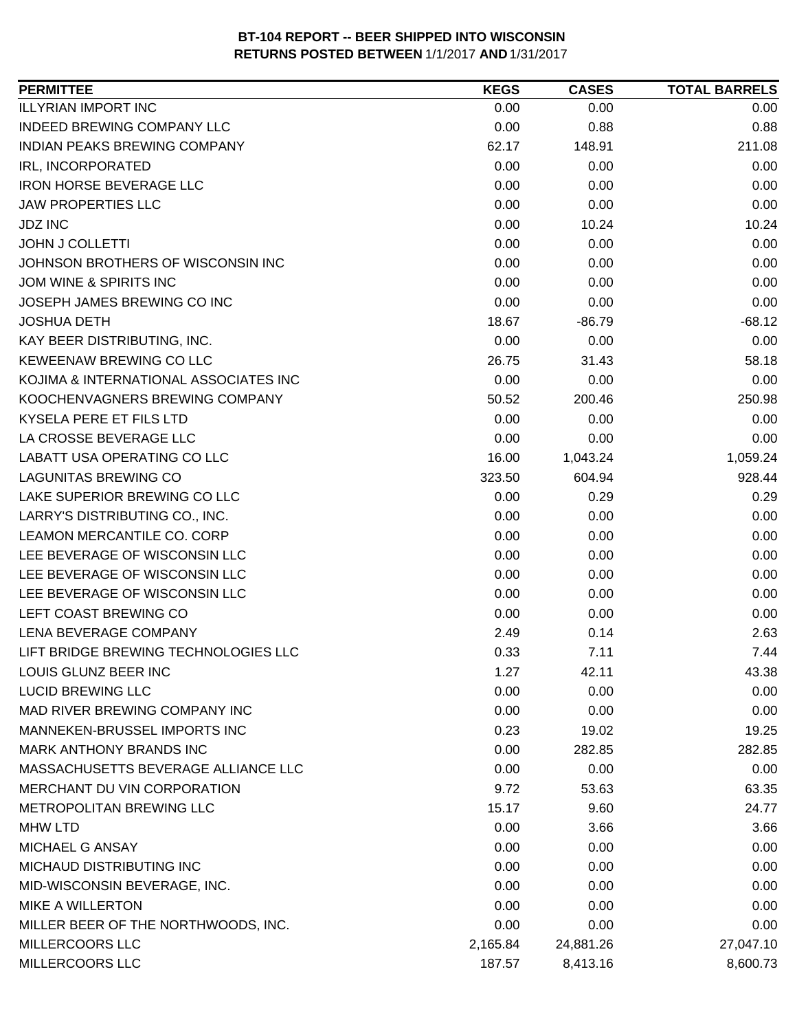**BT-104 REPORT -- BEER SHIPPED INTO WISCONSIN**
**RETURNS POSTED BETWEEN 1/1/2017 AND 1/31/2017**

| PERMITTEE | KEGS | CASES | TOTAL BARRELS |
|---|---|---|---|
| ILLYRIAN IMPORT INC | 0.00 | 0.00 | 0.00 |
| INDEED BREWING COMPANY LLC | 0.00 | 0.88 | 0.88 |
| INDIAN PEAKS BREWING COMPANY | 62.17 | 148.91 | 211.08 |
| IRL, INCORPORATED | 0.00 | 0.00 | 0.00 |
| IRON HORSE BEVERAGE LLC | 0.00 | 0.00 | 0.00 |
| JAW PROPERTIES LLC | 0.00 | 0.00 | 0.00 |
| JDZ INC | 0.00 | 10.24 | 10.24 |
| JOHN J COLLETTI | 0.00 | 0.00 | 0.00 |
| JOHNSON BROTHERS OF WISCONSIN INC | 0.00 | 0.00 | 0.00 |
| JOM WINE & SPIRITS INC | 0.00 | 0.00 | 0.00 |
| JOSEPH JAMES BREWING CO INC | 0.00 | 0.00 | 0.00 |
| JOSHUA DETH | 18.67 | -86.79 | -68.12 |
| KAY BEER DISTRIBUTING, INC. | 0.00 | 0.00 | 0.00 |
| KEWEENAW BREWING CO LLC | 26.75 | 31.43 | 58.18 |
| KOJIMA & INTERNATIONAL ASSOCIATES INC | 0.00 | 0.00 | 0.00 |
| KOOCHENVAGNERS BREWING COMPANY | 50.52 | 200.46 | 250.98 |
| KYSELA PERE ET FILS LTD | 0.00 | 0.00 | 0.00 |
| LA CROSSE BEVERAGE LLC | 0.00 | 0.00 | 0.00 |
| LABATT USA OPERATING CO LLC | 16.00 | 1,043.24 | 1,059.24 |
| LAGUNITAS BREWING CO | 323.50 | 604.94 | 928.44 |
| LAKE SUPERIOR BREWING CO LLC | 0.00 | 0.29 | 0.29 |
| LARRY'S DISTRIBUTING CO., INC. | 0.00 | 0.00 | 0.00 |
| LEAMON MERCANTILE CO. CORP | 0.00 | 0.00 | 0.00 |
| LEE BEVERAGE OF WISCONSIN LLC | 0.00 | 0.00 | 0.00 |
| LEE BEVERAGE OF WISCONSIN LLC | 0.00 | 0.00 | 0.00 |
| LEE BEVERAGE OF WISCONSIN LLC | 0.00 | 0.00 | 0.00 |
| LEFT COAST BREWING CO | 0.00 | 0.00 | 0.00 |
| LENA BEVERAGE COMPANY | 2.49 | 0.14 | 2.63 |
| LIFT BRIDGE BREWING TECHNOLOGIES LLC | 0.33 | 7.11 | 7.44 |
| LOUIS GLUNZ BEER INC | 1.27 | 42.11 | 43.38 |
| LUCID BREWING LLC | 0.00 | 0.00 | 0.00 |
| MAD RIVER BREWING COMPANY INC | 0.00 | 0.00 | 0.00 |
| MANNEKEN-BRUSSEL IMPORTS INC | 0.23 | 19.02 | 19.25 |
| MARK ANTHONY BRANDS INC | 0.00 | 282.85 | 282.85 |
| MASSACHUSETTS BEVERAGE ALLIANCE LLC | 0.00 | 0.00 | 0.00 |
| MERCHANT DU VIN CORPORATION | 9.72 | 53.63 | 63.35 |
| METROPOLITAN BREWING LLC | 15.17 | 9.60 | 24.77 |
| MHW LTD | 0.00 | 3.66 | 3.66 |
| MICHAEL G ANSAY | 0.00 | 0.00 | 0.00 |
| MICHAUD DISTRIBUTING INC | 0.00 | 0.00 | 0.00 |
| MID-WISCONSIN BEVERAGE, INC. | 0.00 | 0.00 | 0.00 |
| MIKE A WILLERTON | 0.00 | 0.00 | 0.00 |
| MILLER BEER OF THE NORTHWOODS, INC. | 0.00 | 0.00 | 0.00 |
| MILLERCOORS LLC | 2,165.84 | 24,881.26 | 27,047.10 |
| MILLERCOORS LLC | 187.57 | 8,413.16 | 8,600.73 |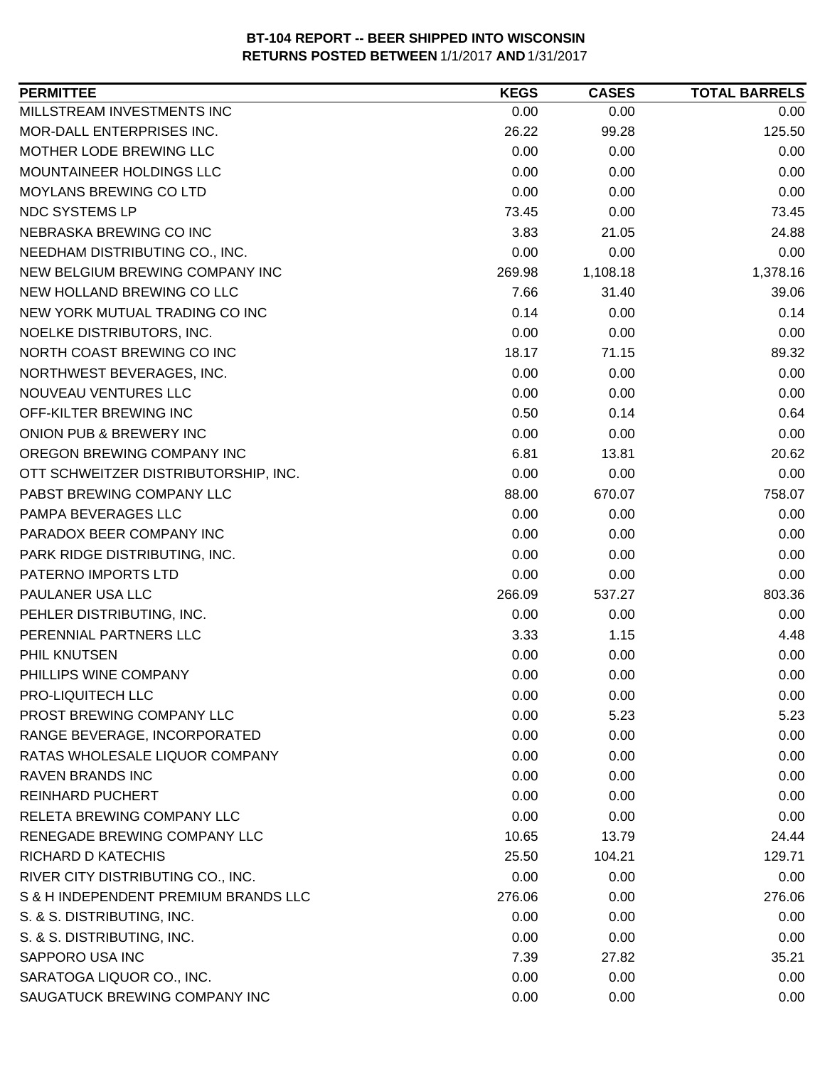**BT-104 REPORT -- BEER SHIPPED INTO WISCONSIN**
**RETURNS POSTED BETWEEN 1/1/2017 AND 1/31/2017**

| PERMITTEE | KEGS | CASES | TOTAL BARRELS |
|---|---|---|---|
| MILLSTREAM INVESTMENTS INC | 0.00 | 0.00 | 0.00 |
| MOR-DALL ENTERPRISES INC. | 26.22 | 99.28 | 125.50 |
| MOTHER LODE BREWING LLC | 0.00 | 0.00 | 0.00 |
| MOUNTAINEER HOLDINGS LLC | 0.00 | 0.00 | 0.00 |
| MOYLANS BREWING CO LTD | 0.00 | 0.00 | 0.00 |
| NDC SYSTEMS LP | 73.45 | 0.00 | 73.45 |
| NEBRASKA BREWING CO INC | 3.83 | 21.05 | 24.88 |
| NEEDHAM DISTRIBUTING CO., INC. | 0.00 | 0.00 | 0.00 |
| NEW BELGIUM BREWING COMPANY INC | 269.98 | 1,108.18 | 1,378.16 |
| NEW HOLLAND BREWING CO LLC | 7.66 | 31.40 | 39.06 |
| NEW YORK MUTUAL TRADING CO INC | 0.14 | 0.00 | 0.14 |
| NOELKE DISTRIBUTORS, INC. | 0.00 | 0.00 | 0.00 |
| NORTH COAST BREWING CO INC | 18.17 | 71.15 | 89.32 |
| NORTHWEST BEVERAGES, INC. | 0.00 | 0.00 | 0.00 |
| NOUVEAU VENTURES LLC | 0.00 | 0.00 | 0.00 |
| OFF-KILTER BREWING INC | 0.50 | 0.14 | 0.64 |
| ONION PUB & BREWERY INC | 0.00 | 0.00 | 0.00 |
| OREGON BREWING COMPANY INC | 6.81 | 13.81 | 20.62 |
| OTT SCHWEITZER DISTRIBUTORSHIP, INC. | 0.00 | 0.00 | 0.00 |
| PABST BREWING COMPANY LLC | 88.00 | 670.07 | 758.07 |
| PAMPA BEVERAGES LLC | 0.00 | 0.00 | 0.00 |
| PARADOX BEER COMPANY INC | 0.00 | 0.00 | 0.00 |
| PARK RIDGE DISTRIBUTING, INC. | 0.00 | 0.00 | 0.00 |
| PATERNO IMPORTS LTD | 0.00 | 0.00 | 0.00 |
| PAULANER USA LLC | 266.09 | 537.27 | 803.36 |
| PEHLER DISTRIBUTING, INC. | 0.00 | 0.00 | 0.00 |
| PERENNIAL PARTNERS LLC | 3.33 | 1.15 | 4.48 |
| PHIL KNUTSEN | 0.00 | 0.00 | 0.00 |
| PHILLIPS WINE COMPANY | 0.00 | 0.00 | 0.00 |
| PRO-LIQUITECH LLC | 0.00 | 0.00 | 0.00 |
| PROST BREWING COMPANY LLC | 0.00 | 5.23 | 5.23 |
| RANGE BEVERAGE, INCORPORATED | 0.00 | 0.00 | 0.00 |
| RATAS WHOLESALE LIQUOR COMPANY | 0.00 | 0.00 | 0.00 |
| RAVEN BRANDS INC | 0.00 | 0.00 | 0.00 |
| REINHARD PUCHERT | 0.00 | 0.00 | 0.00 |
| RELETA BREWING COMPANY LLC | 0.00 | 0.00 | 0.00 |
| RENEGADE BREWING COMPANY LLC | 10.65 | 13.79 | 24.44 |
| RICHARD D KATECHIS | 25.50 | 104.21 | 129.71 |
| RIVER CITY DISTRIBUTING CO., INC. | 0.00 | 0.00 | 0.00 |
| S & H INDEPENDENT PREMIUM BRANDS LLC | 276.06 | 0.00 | 276.06 |
| S. & S. DISTRIBUTING, INC. | 0.00 | 0.00 | 0.00 |
| S. & S. DISTRIBUTING, INC. | 0.00 | 0.00 | 0.00 |
| SAPPORO USA INC | 7.39 | 27.82 | 35.21 |
| SARATOGA LIQUOR CO., INC. | 0.00 | 0.00 | 0.00 |
| SAUGATUCK BREWING COMPANY INC | 0.00 | 0.00 | 0.00 |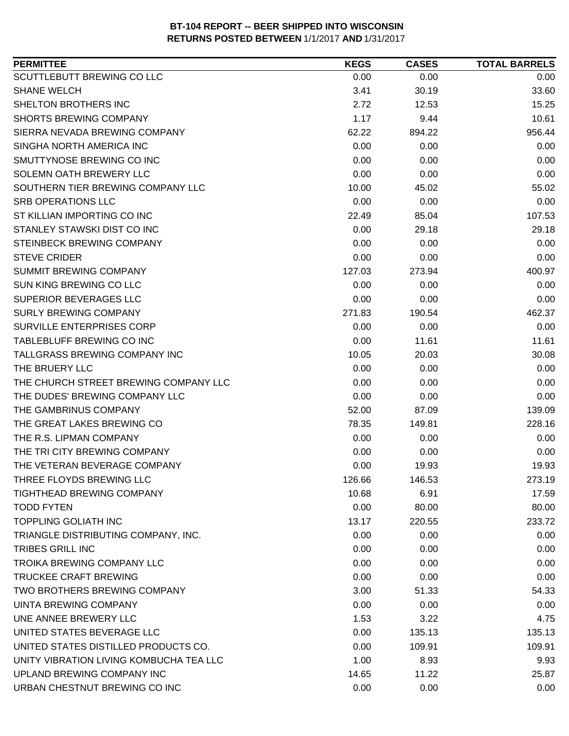**BT-104 REPORT -- BEER SHIPPED INTO WISCONSIN**
**RETURNS POSTED BETWEEN** 1/1/2017 **AND** 1/31/2017

| PERMITTEE | KEGS | CASES | TOTAL BARRELS |
|---|---|---|---|
| SCUTTLEBUTT BREWING CO LLC | 0.00 | 0.00 | 0.00 |
| SHANE WELCH | 3.41 | 30.19 | 33.60 |
| SHELTON BROTHERS INC | 2.72 | 12.53 | 15.25 |
| SHORTS BREWING COMPANY | 1.17 | 9.44 | 10.61 |
| SIERRA NEVADA BREWING COMPANY | 62.22 | 894.22 | 956.44 |
| SINGHA NORTH AMERICA INC | 0.00 | 0.00 | 0.00 |
| SMUTTYNOSE BREWING CO INC | 0.00 | 0.00 | 0.00 |
| SOLEMN OATH BREWERY LLC | 0.00 | 0.00 | 0.00 |
| SOUTHERN TIER BREWING COMPANY LLC | 10.00 | 45.02 | 55.02 |
| SRB OPERATIONS LLC | 0.00 | 0.00 | 0.00 |
| ST KILLIAN IMPORTING CO INC | 22.49 | 85.04 | 107.53 |
| STANLEY STAWSKI DIST CO INC | 0.00 | 29.18 | 29.18 |
| STEINBECK BREWING COMPANY | 0.00 | 0.00 | 0.00 |
| STEVE CRIDER | 0.00 | 0.00 | 0.00 |
| SUMMIT BREWING COMPANY | 127.03 | 273.94 | 400.97 |
| SUN KING BREWING CO LLC | 0.00 | 0.00 | 0.00 |
| SUPERIOR BEVERAGES LLC | 0.00 | 0.00 | 0.00 |
| SURLY BREWING COMPANY | 271.83 | 190.54 | 462.37 |
| SURVILLE ENTERPRISES CORP | 0.00 | 0.00 | 0.00 |
| TABLEBLUFF BREWING CO INC | 0.00 | 11.61 | 11.61 |
| TALLGRASS BREWING COMPANY INC | 10.05 | 20.03 | 30.08 |
| THE BRUERY LLC | 0.00 | 0.00 | 0.00 |
| THE CHURCH STREET BREWING COMPANY LLC | 0.00 | 0.00 | 0.00 |
| THE DUDES' BREWING COMPANY LLC | 0.00 | 0.00 | 0.00 |
| THE GAMBRINUS COMPANY | 52.00 | 87.09 | 139.09 |
| THE GREAT LAKES BREWING CO | 78.35 | 149.81 | 228.16 |
| THE R.S. LIPMAN COMPANY | 0.00 | 0.00 | 0.00 |
| THE TRI CITY BREWING COMPANY | 0.00 | 0.00 | 0.00 |
| THE VETERAN BEVERAGE COMPANY | 0.00 | 19.93 | 19.93 |
| THREE FLOYDS BREWING LLC | 126.66 | 146.53 | 273.19 |
| TIGHTHEAD BREWING COMPANY | 10.68 | 6.91 | 17.59 |
| TODD FYTEN | 0.00 | 80.00 | 80.00 |
| TOPPLING GOLIATH INC | 13.17 | 220.55 | 233.72 |
| TRIANGLE DISTRIBUTING COMPANY, INC. | 0.00 | 0.00 | 0.00 |
| TRIBES GRILL INC | 0.00 | 0.00 | 0.00 |
| TROIKA BREWING COMPANY LLC | 0.00 | 0.00 | 0.00 |
| TRUCKEE CRAFT BREWING | 0.00 | 0.00 | 0.00 |
| TWO BROTHERS BREWING COMPANY | 3.00 | 51.33 | 54.33 |
| UINTA BREWING COMPANY | 0.00 | 0.00 | 0.00 |
| UNE ANNEE BREWERY LLC | 1.53 | 3.22 | 4.75 |
| UNITED STATES BEVERAGE LLC | 0.00 | 135.13 | 135.13 |
| UNITED STATES DISTILLED PRODUCTS CO. | 0.00 | 109.91 | 109.91 |
| UNITY VIBRATION LIVING KOMBUCHA TEA LLC | 1.00 | 8.93 | 9.93 |
| UPLAND BREWING COMPANY INC | 14.65 | 11.22 | 25.87 |
| URBAN CHESTNUT BREWING CO INC | 0.00 | 0.00 | 0.00 |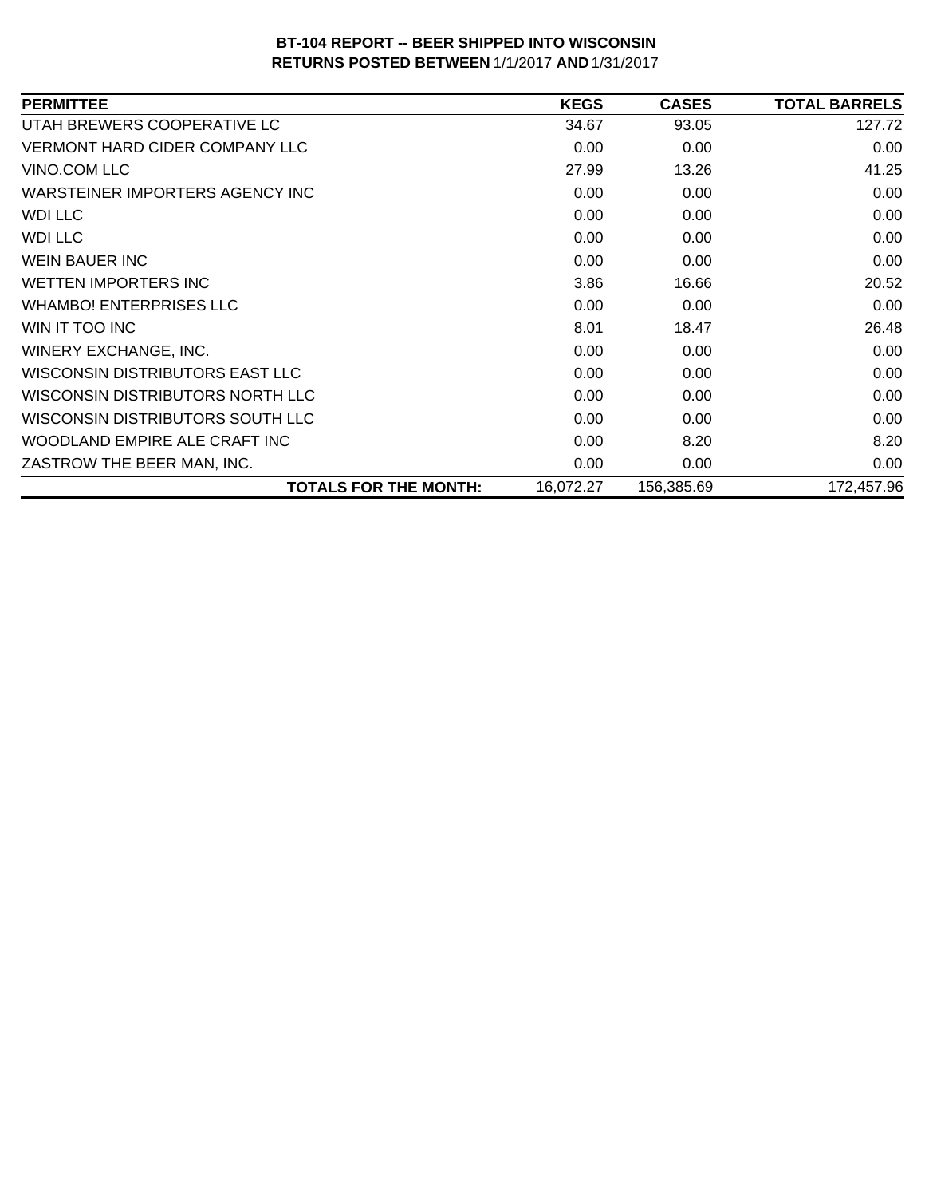**BT-104 REPORT -- BEER SHIPPED INTO WISCONSIN**
**RETURNS POSTED BETWEEN** 1/1/2017 **AND** 1/31/2017

| PERMITTEE | KEGS | CASES | TOTAL BARRELS |
|---|---|---|---|
| UTAH BREWERS COOPERATIVE LC | 34.67 | 93.05 | 127.72 |
| VERMONT HARD CIDER COMPANY LLC | 0.00 | 0.00 | 0.00 |
| VINO.COM LLC | 27.99 | 13.26 | 41.25 |
| WARSTEINER IMPORTERS AGENCY INC | 0.00 | 0.00 | 0.00 |
| WDI LLC | 0.00 | 0.00 | 0.00 |
| WDI LLC | 0.00 | 0.00 | 0.00 |
| WEIN BAUER INC | 0.00 | 0.00 | 0.00 |
| WETTEN IMPORTERS INC | 3.86 | 16.66 | 20.52 |
| WHAMBO! ENTERPRISES LLC | 0.00 | 0.00 | 0.00 |
| WIN IT TOO INC | 8.01 | 18.47 | 26.48 |
| WINERY EXCHANGE, INC. | 0.00 | 0.00 | 0.00 |
| WISCONSIN DISTRIBUTORS EAST LLC | 0.00 | 0.00 | 0.00 |
| WISCONSIN DISTRIBUTORS NORTH LLC | 0.00 | 0.00 | 0.00 |
| WISCONSIN DISTRIBUTORS SOUTH LLC | 0.00 | 0.00 | 0.00 |
| WOODLAND EMPIRE ALE CRAFT INC | 0.00 | 8.20 | 8.20 |
| ZASTROW THE BEER MAN, INC. | 0.00 | 0.00 | 0.00 |
| **TOTALS FOR THE MONTH:** | 16,072.27 | 156,385.69 | 172,457.96 |